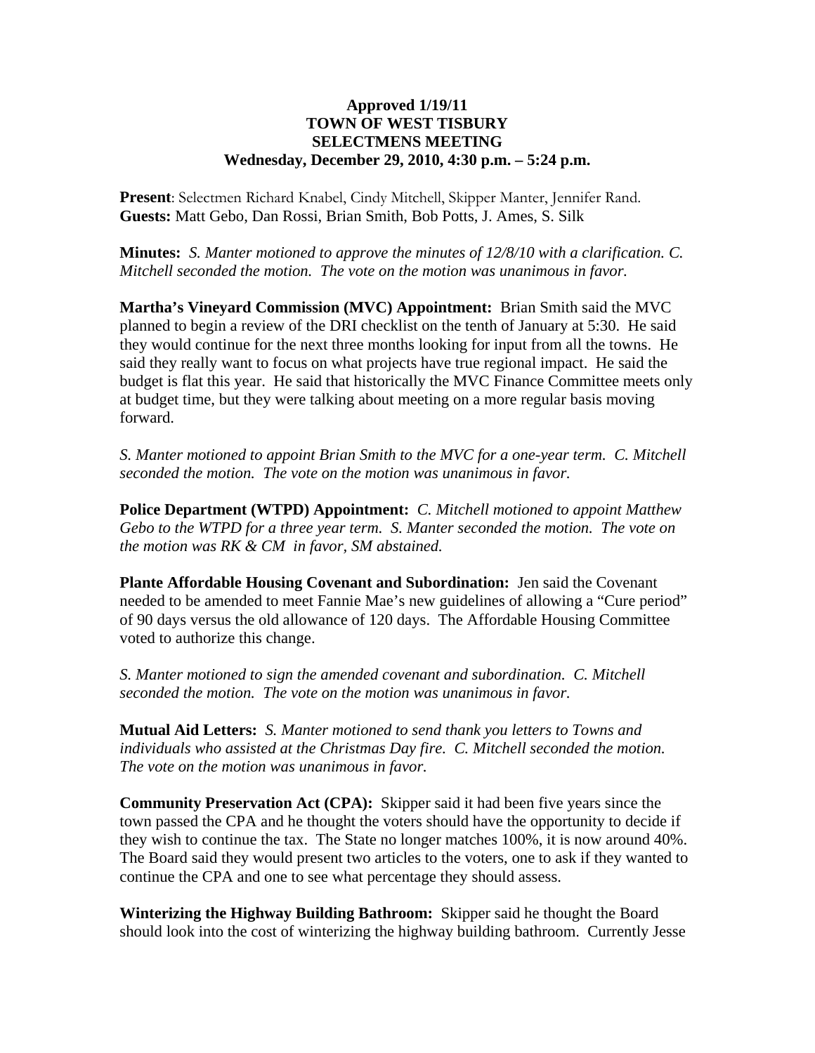**Approved 1/19/11**
**TOWN OF WEST TISBURY**
**SELECTMENS MEETING**
**Wednesday, December 29, 2010, 4:30 p.m. – 5:24 p.m.**

**Present**: Selectmen Richard Knabel, Cindy Mitchell, Skipper Manter, Jennifer Rand.
**Guests:** Matt Gebo, Dan Rossi, Brian Smith, Bob Potts, J. Ames, S. Silk

**Minutes:** *S. Manter motioned to approve the minutes of 12/8/10 with a clarification. C. Mitchell seconded the motion. The vote on the motion was unanimous in favor.*

**Martha's Vineyard Commission (MVC) Appointment:** Brian Smith said the MVC planned to begin a review of the DRI checklist on the tenth of January at 5:30. He said they would continue for the next three months looking for input from all the towns. He said they really want to focus on what projects have true regional impact. He said the budget is flat this year. He said that historically the MVC Finance Committee meets only at budget time, but they were talking about meeting on a more regular basis moving forward.

*S. Manter motioned to appoint Brian Smith to the MVC for a one-year term. C. Mitchell seconded the motion. The vote on the motion was unanimous in favor.*

**Police Department (WTPD) Appointment:** *C. Mitchell motioned to appoint Matthew Gebo to the WTPD for a three year term. S. Manter seconded the motion. The vote on the motion was RK & CM in favor, SM abstained.*

**Plante Affordable Housing Covenant and Subordination:** Jen said the Covenant needed to be amended to meet Fannie Mae's new guidelines of allowing a "Cure period" of 90 days versus the old allowance of 120 days. The Affordable Housing Committee voted to authorize this change.

*S. Manter motioned to sign the amended covenant and subordination. C. Mitchell seconded the motion. The vote on the motion was unanimous in favor.*

**Mutual Aid Letters:** *S. Manter motioned to send thank you letters to Towns and individuals who assisted at the Christmas Day fire. C. Mitchell seconded the motion. The vote on the motion was unanimous in favor.*

**Community Preservation Act (CPA):** Skipper said it had been five years since the town passed the CPA and he thought the voters should have the opportunity to decide if they wish to continue the tax. The State no longer matches 100%, it is now around 40%. The Board said they would present two articles to the voters, one to ask if they wanted to continue the CPA and one to see what percentage they should assess.

**Winterizing the Highway Building Bathroom:** Skipper said he thought the Board should look into the cost of winterizing the highway building bathroom. Currently Jesse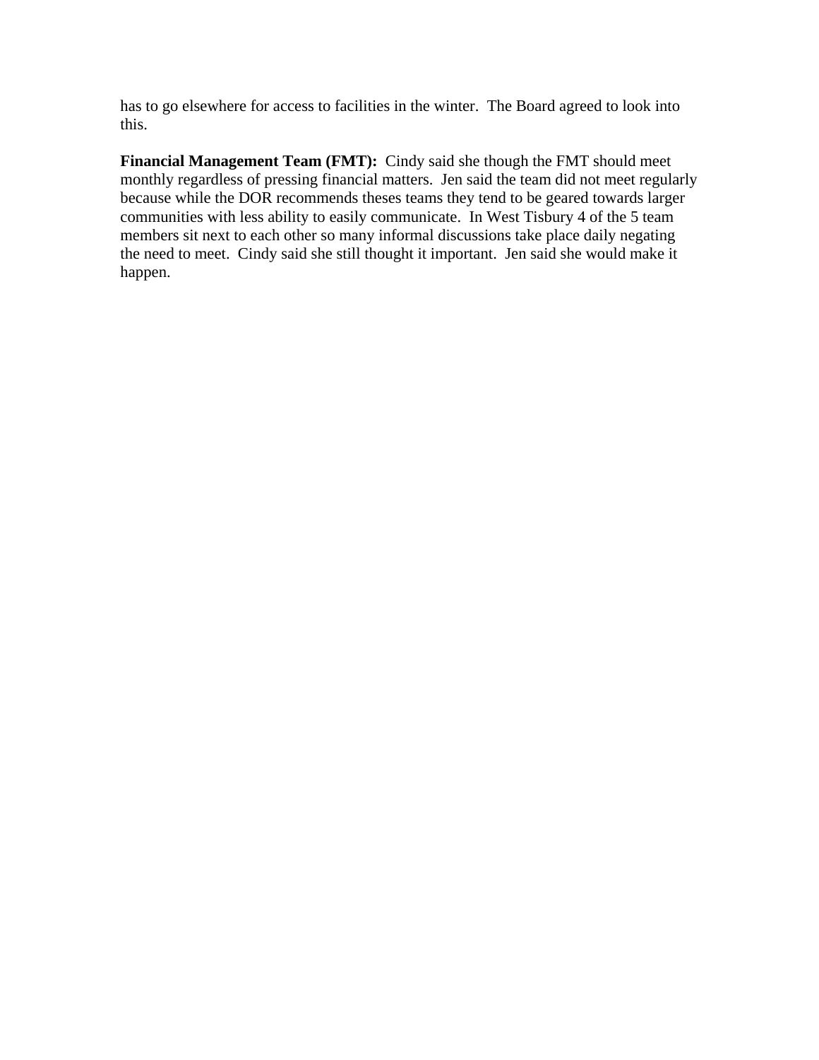has to go elsewhere for access to facilities in the winter. The Board agreed to look into this.

**Financial Management Team (FMT):** Cindy said she though the FMT should meet monthly regardless of pressing financial matters. Jen said the team did not meet regularly because while the DOR recommends theses teams they tend to be geared towards larger communities with less ability to easily communicate. In West Tisbury 4 of the 5 team members sit next to each other so many informal discussions take place daily negating the need to meet. Cindy said she still thought it important. Jen said she would make it happen.